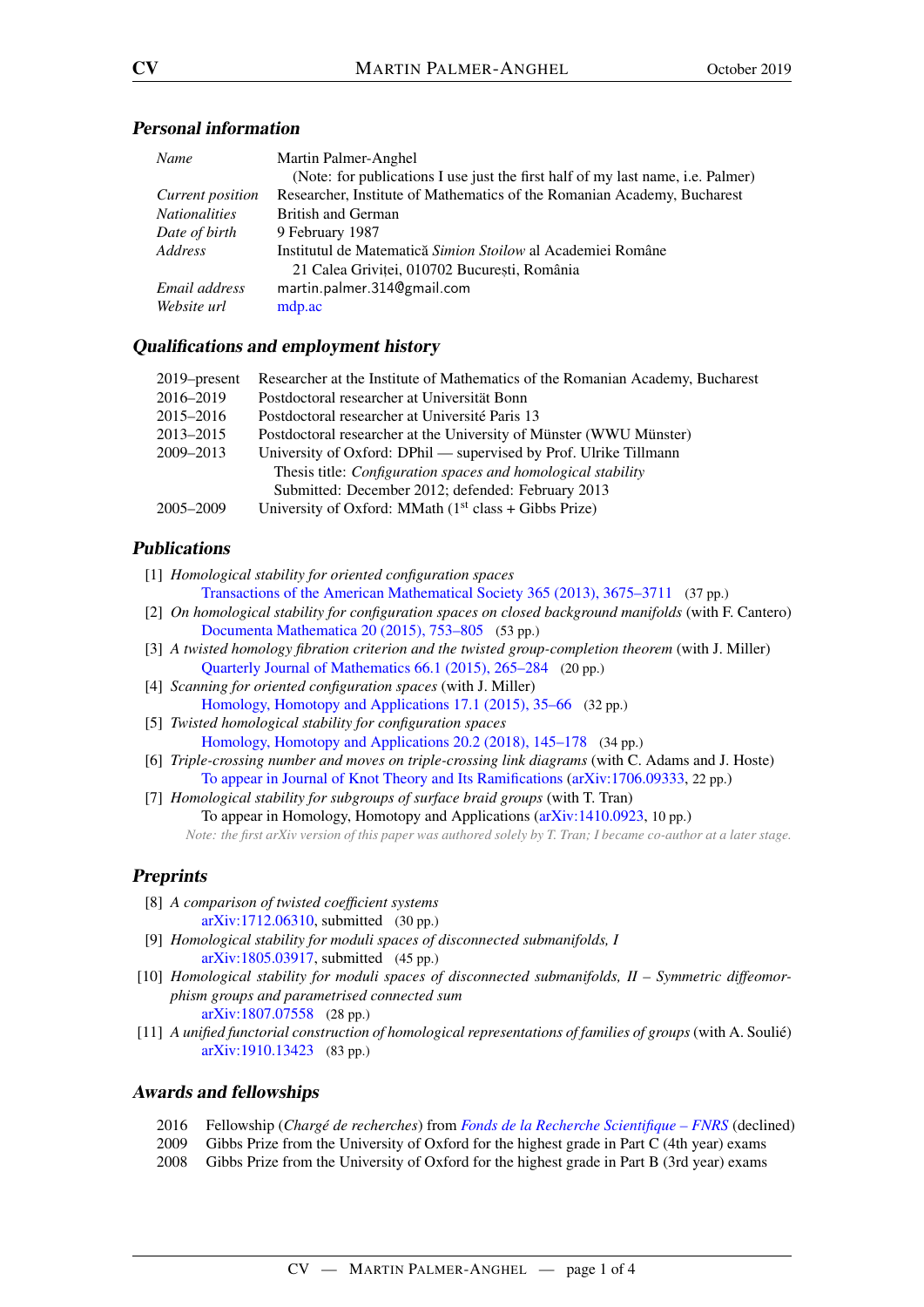### *Personal information*

| | |
|---|---|
| *Name* | Martin Palmer-Anghel |
| | (Note: for publications I use just the first half of my last name, i.e. Palmer) |
| *Current position* | Researcher, Institute of Mathematics of the Romanian Academy, Bucharest |
| *Nationalities* | British and German |
| *Date of birth* | 9 February 1987 |
| *Address* | Institutul de Matematică *Simion Stoilow* al Academiei Române |
| | 21 Calea Griviței, 010702 București, România |
| *Email address* | martin.palmer.314@gmail.com |
| *Website url* | mdp.ac |

### *Qualifications and employment history*

| | |
|---|---|
| 2019–present | Researcher at the Institute of Mathematics of the Romanian Academy, Bucharest |
| 2016–2019 | Postdoctoral researcher at Universität Bonn |
| 2015–2016 | Postdoctoral researcher at Université Paris 13 |
| 2013–2015 | Postdoctoral researcher at the University of Münster (WWU Münster) |
| 2009–2013 | University of Oxford: DPhil — supervised by Prof. Ulrike Tillmann |
| | Thesis title: *Configuration spaces and homological stability* |
| | Submitted: December 2012; defended: February 2013 |
| 2005–2009 | University of Oxford: MMath (1st class + Gibbs Prize) |

### *Publications*

[1] *Homological stability for oriented configuration spaces*
Transactions of the American Mathematical Society 365 (2013), 3675–3711 (37 pp.)

[2] *On homological stability for configuration spaces on closed background manifolds* (with F. Cantero)
Documenta Mathematica 20 (2015), 753–805 (53 pp.)

[3] *A twisted homology fibration criterion and the twisted group-completion theorem* (with J. Miller)
Quarterly Journal of Mathematics 66.1 (2015), 265–284 (20 pp.)

[4] *Scanning for oriented configuration spaces* (with J. Miller)
Homology, Homotopy and Applications 17.1 (2015), 35–66 (32 pp.)

[5] *Twisted homological stability for configuration spaces*
Homology, Homotopy and Applications 20.2 (2018), 145–178 (34 pp.)

[6] *Triple-crossing number and moves on triple-crossing link diagrams* (with C. Adams and J. Hoste)
To appear in Journal of Knot Theory and Its Ramifications (arXiv:1706.09333, 22 pp.)

[7] *Homological stability for subgroups of surface braid groups* (with T. Tran)
To appear in Homology, Homotopy and Applications (arXiv:1410.0923, 10 pp.)
*Note: the first arXiv version of this paper was authored solely by T. Tran; I became co-author at a later stage.*

### *Preprints*

[8] *A comparison of twisted coefficient systems*
arXiv:1712.06310, submitted (30 pp.)

[9] *Homological stability for moduli spaces of disconnected submanifolds, I*
arXiv:1805.03917, submitted (45 pp.)

[10] *Homological stability for moduli spaces of disconnected submanifolds, II – Symmetric diffeomorphism groups and parametrised connected sum*
arXiv:1807.07558 (28 pp.)

[11] *A unified functorial construction of homological representations of families of groups* (with A. Soulié)
arXiv:1910.13423 (83 pp.)

### *Awards and fellowships*

| | |
|---|---|
| 2016 | Fellowship (*Chargé de recherches*) from *Fonds de la Recherche Scientifique – FNRS* (declined) |
| 2009 | Gibbs Prize from the University of Oxford for the highest grade in Part C (4th year) exams |
| 2008 | Gibbs Prize from the University of Oxford for the highest grade in Part B (3rd year) exams |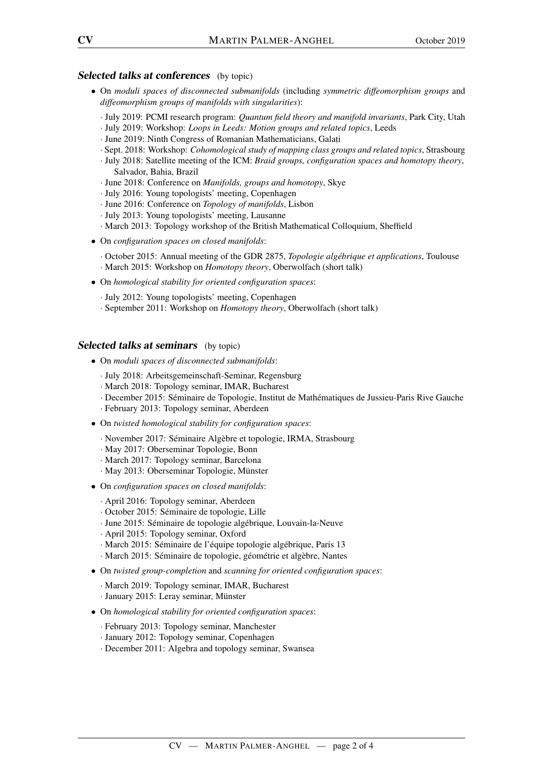## *Selected talks at conferences* (by topic)

- On *moduli spaces of disconnected submanifolds* (including *symmetric diffeomorphism groups* and *diffeomorphism groups of manifolds with singularities*):
  - · July 2019: PCMI research program: *Quantum field theory and manifold invariants*, Park City, Utah
  - · July 2019: Workshop: *Loops in Leeds: Motion groups and related topics*, Leeds
  - · June 2019: Ninth Congress of Romanian Mathematicians, Galați
  - · Sept. 2018: Workshop: *Cohomological study of mapping class groups and related topics*, Strasbourg
  - · July 2018: Satellite meeting of the ICM: *Braid groups, configuration spaces and homotopy theory*, Salvador, Bahia, Brazil
  - · June 2018: Conference on *Manifolds, groups and homotopy*, Skye
  - · July 2016: Young topologists' meeting, Copenhagen
  - · June 2016: Conference on *Topology of manifolds*, Lisbon
  - · July 2013: Young topologists' meeting, Lausanne
  - · March 2013: Topology workshop of the British Mathematical Colloquium, Sheffield
- On *configuration spaces on closed manifolds*:
  - · October 2015: Annual meeting of the GDR 2875, *Topologie algébrique et applications*, Toulouse
  - · March 2015: Workshop on *Homotopy theory*, Oberwolfach (short talk)
- On *homological stability for oriented configuration spaces*:
  - · July 2012: Young topologists' meeting, Copenhagen
  - · September 2011: Workshop on *Homotopy theory*, Oberwolfach (short talk)

## *Selected talks at seminars* (by topic)

- On *moduli spaces of disconnected submanifolds*:
  - · July 2018: Arbeitsgemeinschaft-Seminar, Regensburg
  - · March 2018: Topology seminar, IMAR, Bucharest
  - · December 2015: Séminaire de Topologie, Institut de Mathématiques de Jussieu-Paris Rive Gauche
  - · February 2013: Topology seminar, Aberdeen
- On *twisted homological stability for configuration spaces*:
  - · November 2017: Séminaire Algèbre et topologie, IRMA, Strasbourg
  - · May 2017: Oberseminar Topologie, Bonn
  - · March 2017: Topology seminar, Barcelona
  - · May 2013: Oberseminar Topologie, Münster
- On *configuration spaces on closed manifolds*:
  - · April 2016: Topology seminar, Aberdeen
  - · October 2015: Séminaire de topologie, Lille
  - · June 2015: Séminaire de topologie algébrique, Louvain-la-Neuve
  - · April 2015: Topology seminar, Oxford
  - · March 2015: Séminaire de l'équipe topologie algébrique, Paris 13
  - · March 2015: Séminaire de topologie, géométrie et algèbre, Nantes
- On *twisted group-completion* and *scanning for oriented configuration spaces*:
  - · March 2019: Topology seminar, IMAR, Bucharest
  - · January 2015: Leray seminar, Münster
- On *homological stability for oriented configuration spaces*:
  - · February 2013: Topology seminar, Manchester
  - · January 2012: Topology seminar, Copenhagen
  - · December 2011: Algebra and topology seminar, Swansea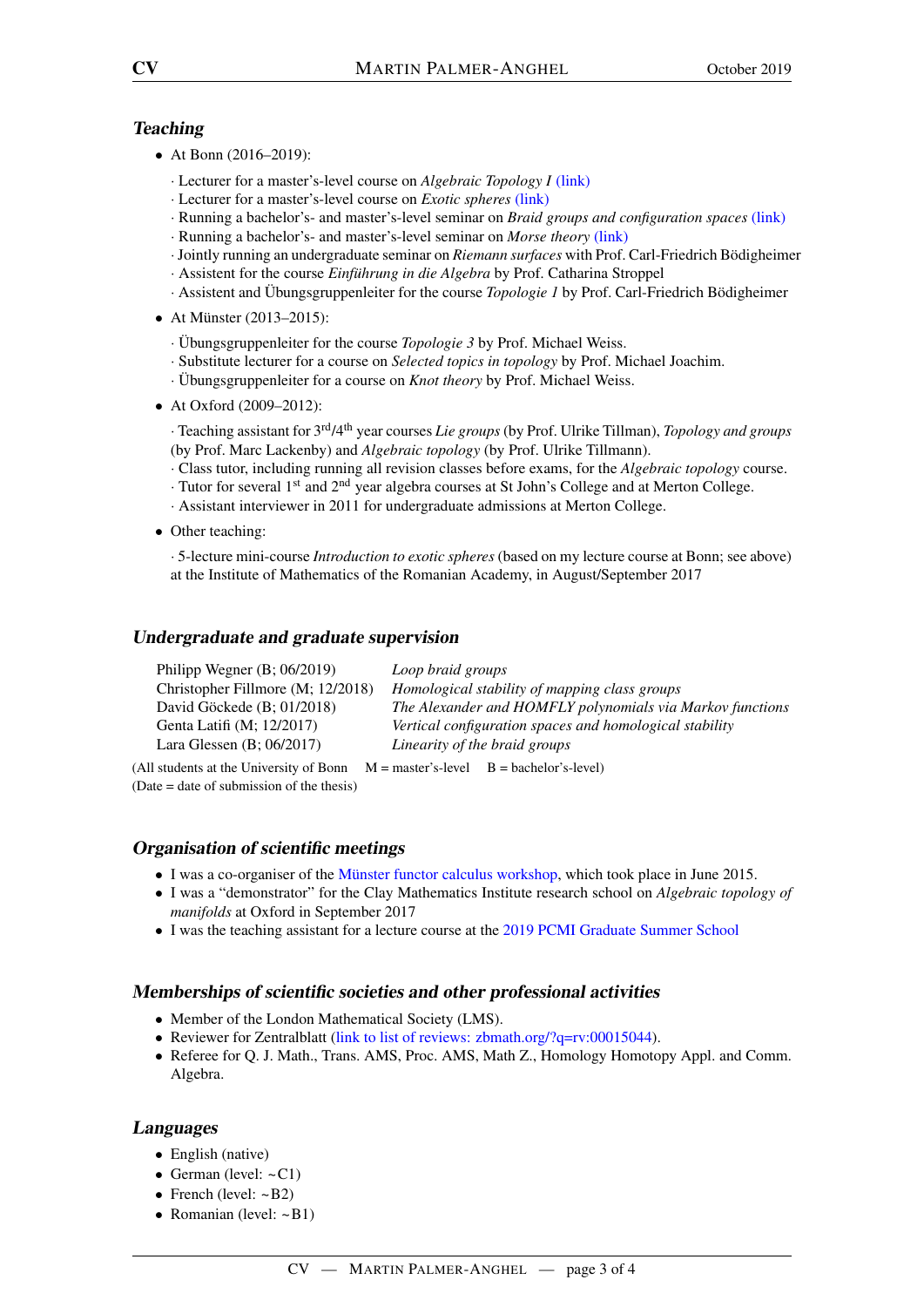## *Teaching*

- At Bonn (2016–2019):

  · Lecturer for a master's-level course on *Algebraic Topology I* (link)
  · Lecturer for a master's-level course on *Exotic spheres* (link)
  · Running a bachelor's- and master's-level seminar on *Braid groups and configuration spaces* (link)
  · Running a bachelor's- and master's-level seminar on *Morse theory* (link)
  · Jointly running an undergraduate seminar on *Riemann surfaces* with Prof. Carl-Friedrich Bödigheimer
  · Assistent for the course *Einführung in die Algebra* by Prof. Catharina Stroppel
  · Assistent and Übungsgruppenleiter for the course *Topologie 1* by Prof. Carl-Friedrich Bödigheimer

- At Münster (2013–2015):

  · Übungsgruppenleiter for the course *Topologie 3* by Prof. Michael Weiss.
  · Substitute lecturer for a course on *Selected topics in topology* by Prof. Michael Joachim.
  · Übungsgruppenleiter for a course on *Knot theory* by Prof. Michael Weiss.

- At Oxford (2009–2012):

  · Teaching assistant for 3rd/4th year courses *Lie groups* (by Prof. Ulrike Tillman), *Topology and groups* (by Prof. Marc Lackenby) and *Algebraic topology* (by Prof. Ulrike Tillmann).
  · Class tutor, including running all revision classes before exams, for the *Algebraic topology* course.
  · Tutor for several 1st and 2nd year algebra courses at St John's College and at Merton College.
  · Assistant interviewer in 2011 for undergraduate admissions at Merton College.

- Other teaching:

  · 5-lecture mini-course *Introduction to exotic spheres* (based on my lecture course at Bonn; see above) at the Institute of Mathematics of the Romanian Academy, in August/September 2017

## *Undergraduate and graduate supervision*

| | |
|---|---|
| Philipp Wegner (B; 06/2019) | *Loop braid groups* |
| Christopher Fillmore (M; 12/2018) | *Homological stability of mapping class groups* |
| David Göckede (B; 01/2018) | *The Alexander and HOMFLY polynomials via Markov functions* |
| Genta Latifi (M; 12/2017) | *Vertical configuration spaces and homological stability* |
| Lara Glessen (B; 06/2017) | *Linearity of the braid groups* |

(All students at the University of Bonn   M = master's-level   B = bachelor's-level)
(Date = date of submission of the thesis)

## *Organisation of scientific meetings*

- I was a co-organiser of the Münster functor calculus workshop, which took place in June 2015.
- I was a "demonstrator" for the Clay Mathematics Institute research school on *Algebraic topology of manifolds* at Oxford in September 2017
- I was the teaching assistant for a lecture course at the 2019 PCMI Graduate Summer School

## *Memberships of scientific societies and other professional activities*

- Member of the London Mathematical Society (LMS).
- Reviewer for Zentralblatt (link to list of reviews: zbmath.org/?q=rv:00015044).
- Referee for Q. J. Math., Trans. AMS, Proc. AMS, Math Z., Homology Homotopy Appl. and Comm. Algebra.

## *Languages*

- English (native)
- German (level: ~C1)
- French (level: ~B2)
- Romanian (level: ~B1)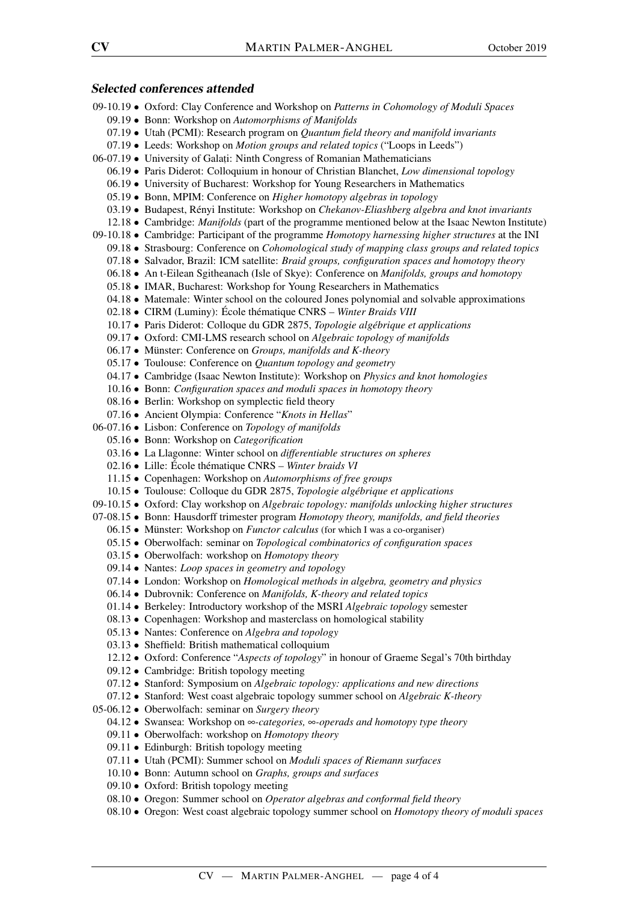### *Selected conferences attended*

- 09-10.19 • Oxford: Clay Conference and Workshop on *Patterns in Cohomology of Moduli Spaces*
- 09.19 • Bonn: Workshop on *Automorphisms of Manifolds*
- 07.19 • Utah (PCMI): Research program on *Quantum field theory and manifold invariants*
- 07.19 • Leeds: Workshop on *Motion groups and related topics* ("Loops in Leeds")
- 06-07.19 • University of Galați: Ninth Congress of Romanian Mathematicians
- 06.19 • Paris Diderot: Colloquium in honour of Christian Blanchet, *Low dimensional topology*
- 06.19 • University of Bucharest: Workshop for Young Researchers in Mathematics
- 05.19 • Bonn, MPIM: Conference on *Higher homotopy algebras in topology*
- 03.19 • Budapest, Rényi Institute: Workshop on *Chekanov-Eliashberg algebra and knot invariants*
- 12.18 • Cambridge: *Manifolds* (part of the programme mentioned below at the Isaac Newton Institute)
- 09-10.18 • Cambridge: Participant of the programme *Homotopy harnessing higher structures* at the INI
- 09.18 • Strasbourg: Conference on *Cohomological study of mapping class groups and related topics*
- 07.18 • Salvador, Brazil: ICM satellite: *Braid groups, configuration spaces and homotopy theory*
- 06.18 • An t-Eilean Sgitheanach (Isle of Skye): Conference on *Manifolds, groups and homotopy*
- 05.18 • IMAR, Bucharest: Workshop for Young Researchers in Mathematics
- 04.18 • Matemale: Winter school on the coloured Jones polynomial and solvable approximations
- 02.18 • CIRM (Luminy): École thématique CNRS – *Winter Braids VIII*
- 10.17 • Paris Diderot: Colloque du GDR 2875, *Topologie algébrique et applications*
- 09.17 • Oxford: CMI-LMS research school on *Algebraic topology of manifolds*
- 06.17 • Münster: Conference on *Groups, manifolds and K-theory*
- 05.17 • Toulouse: Conference on *Quantum topology and geometry*
- 04.17 • Cambridge (Isaac Newton Institute): Workshop on *Physics and knot homologies*
- 10.16 • Bonn: *Configuration spaces and moduli spaces in homotopy theory*
- 08.16 • Berlin: Workshop on symplectic field theory
- 07.16 • Ancient Olympia: Conference "*Knots in Hellas*"
- 06-07.16 • Lisbon: Conference on *Topology of manifolds*
- 05.16 • Bonn: Workshop on *Categorification*
- 03.16 • La Llagonne: Winter school on *differentiable structures on spheres*
- 02.16 • Lille: École thématique CNRS – *Winter braids VI*
- 11.15 • Copenhagen: Workshop on *Automorphisms of free groups*
- 10.15 • Toulouse: Colloque du GDR 2875, *Topologie algébrique et applications*
- 09-10.15 • Oxford: Clay workshop on *Algebraic topology: manifolds unlocking higher structures*
- 07-08.15 • Bonn: Hausdorff trimester program *Homotopy theory, manifolds, and field theories*
- 06.15 • Münster: Workshop on *Functor calculus* (for which I was a co-organiser)
- 05.15 • Oberwolfach: seminar on *Topological combinatorics of configuration spaces*
- 03.15 • Oberwolfach: workshop on *Homotopy theory*
- 09.14 • Nantes: *Loop spaces in geometry and topology*
- 07.14 • London: Workshop on *Homological methods in algebra, geometry and physics*
- 06.14 • Dubrovnik: Conference on *Manifolds, K-theory and related topics*
- 01.14 • Berkeley: Introductory workshop of the MSRI *Algebraic topology* semester
- 08.13 • Copenhagen: Workshop and masterclass on homological stability
- 05.13 • Nantes: Conference on *Algebra and topology*
- 03.13 • Sheffield: British mathematical colloquium
- 12.12 • Oxford: Conference "*Aspects of topology*" in honour of Graeme Segal's 70th birthday
- 09.12 • Cambridge: British topology meeting
- 07.12 • Stanford: Symposium on *Algebraic topology: applications and new directions*
- 07.12 • Stanford: West coast algebraic topology summer school on *Algebraic K-theory*
- 05-06.12 • Oberwolfach: seminar on *Surgery theory*
- 04.12 • Swansea: Workshop on *∞-categories, ∞-operads and homotopy type theory*
- 09.11 • Oberwolfach: workshop on *Homotopy theory*
- 09.11 • Edinburgh: British topology meeting
- 07.11 • Utah (PCMI): Summer school on *Moduli spaces of Riemann surfaces*
- 10.10 • Bonn: Autumn school on *Graphs, groups and surfaces*
- 09.10 • Oxford: British topology meeting
- 08.10 • Oregon: Summer school on *Operator algebras and conformal field theory*
- 08.10 • Oregon: West coast algebraic topology summer school on *Homotopy theory of moduli spaces*